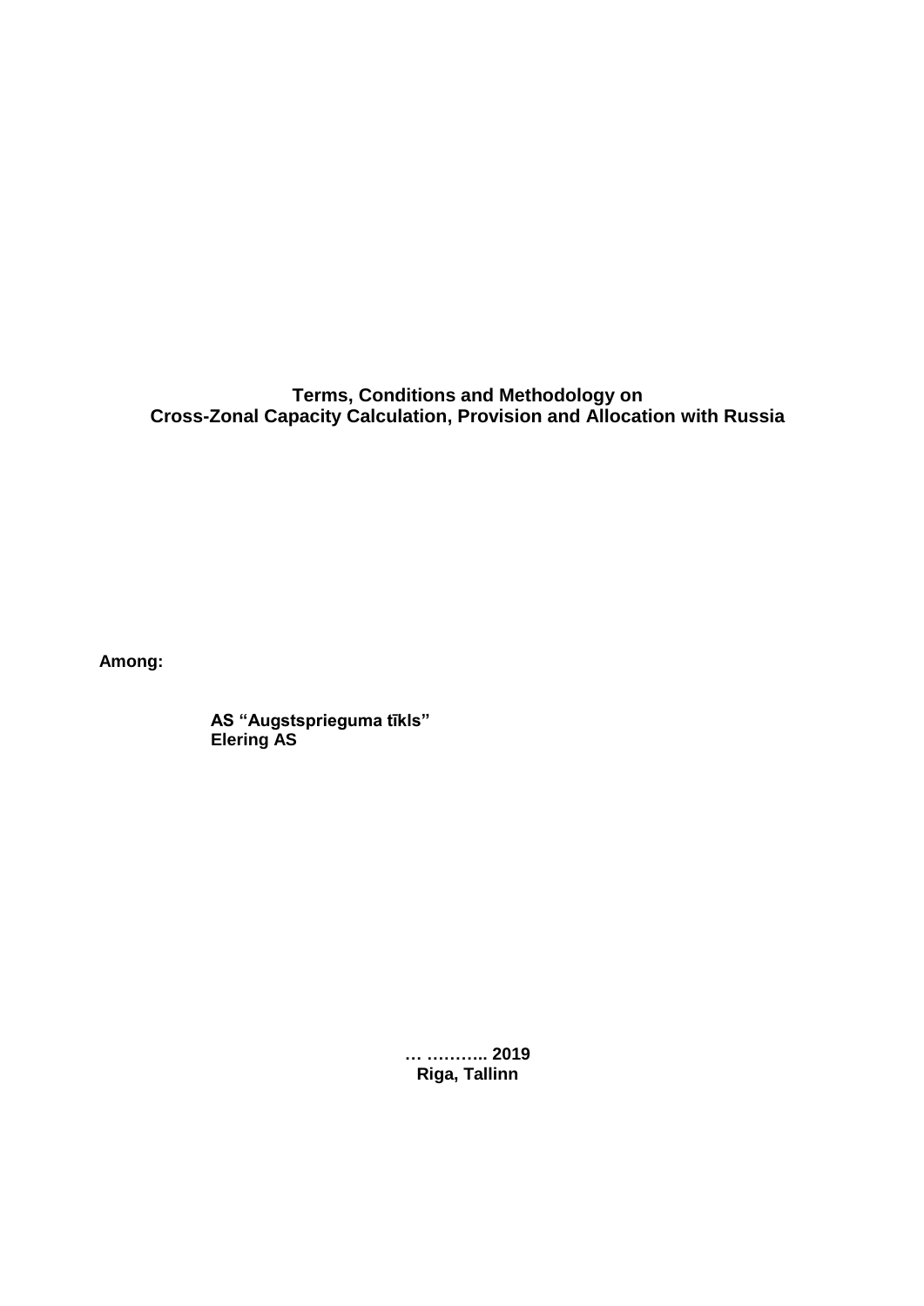**Terms, Conditions and Methodology on**
**Cross-Zonal Capacity Calculation, Provision and Allocation with Russia**

**Among:**

**AS "Augstsprieguma tīkls"**
**Elering AS**

**… ……….. 2019**
**Riga, Tallinn**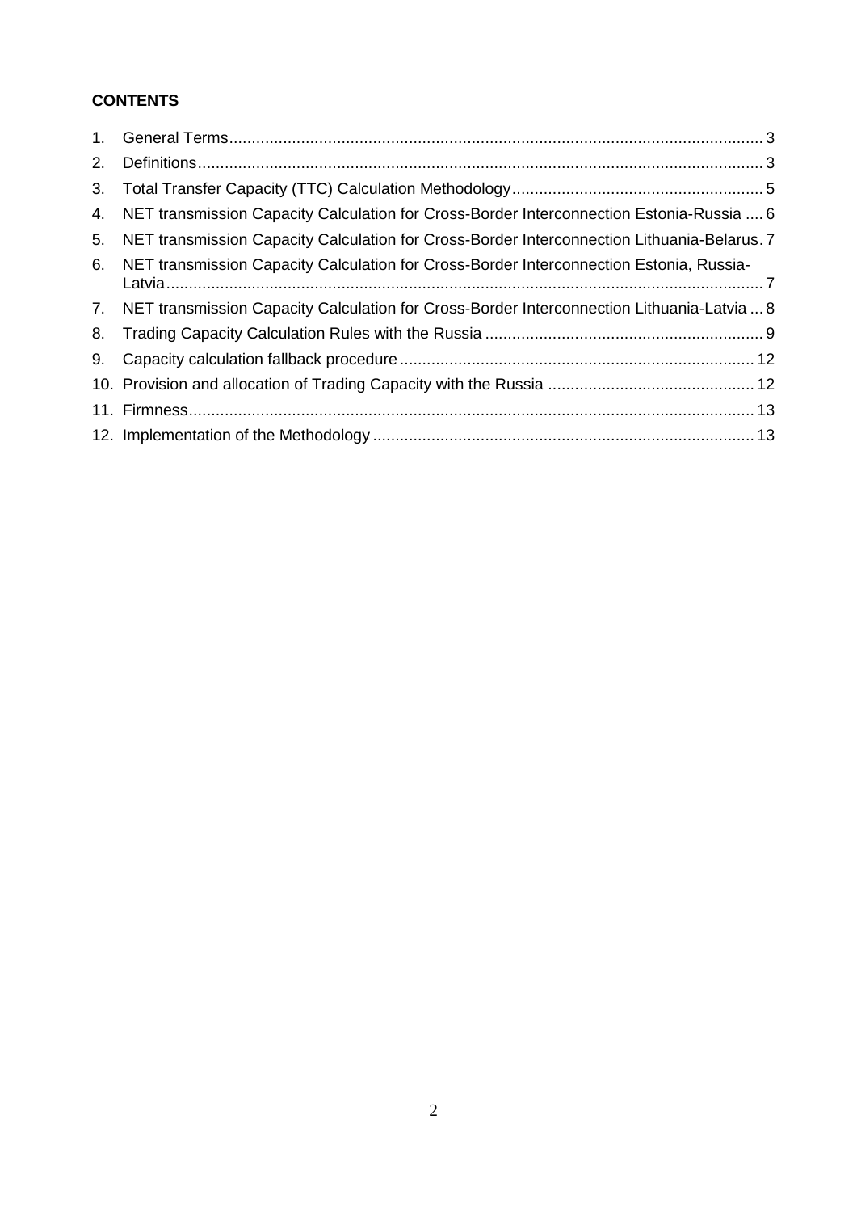**CONTENTS**

1. General Terms ... 3
2. Definitions ... 3
3. Total Transfer Capacity (TTC) Calculation Methodology ... 5
4. NET transmission Capacity Calculation for Cross-Border Interconnection Estonia-Russia ... 6
5. NET transmission Capacity Calculation for Cross-Border Interconnection Lithuania-Belarus ... 7
6. NET transmission Capacity Calculation for Cross-Border Interconnection Estonia, Russia-Latvia ... 7
7. NET transmission Capacity Calculation for Cross-Border Interconnection Lithuania-Latvia ... 8
8. Trading Capacity Calculation Rules with the Russia ... 9
9. Capacity calculation fallback procedure ... 12
10. Provision and allocation of Trading Capacity with the Russia ... 12
11. Firmness ... 13
12. Implementation of the Methodology ... 13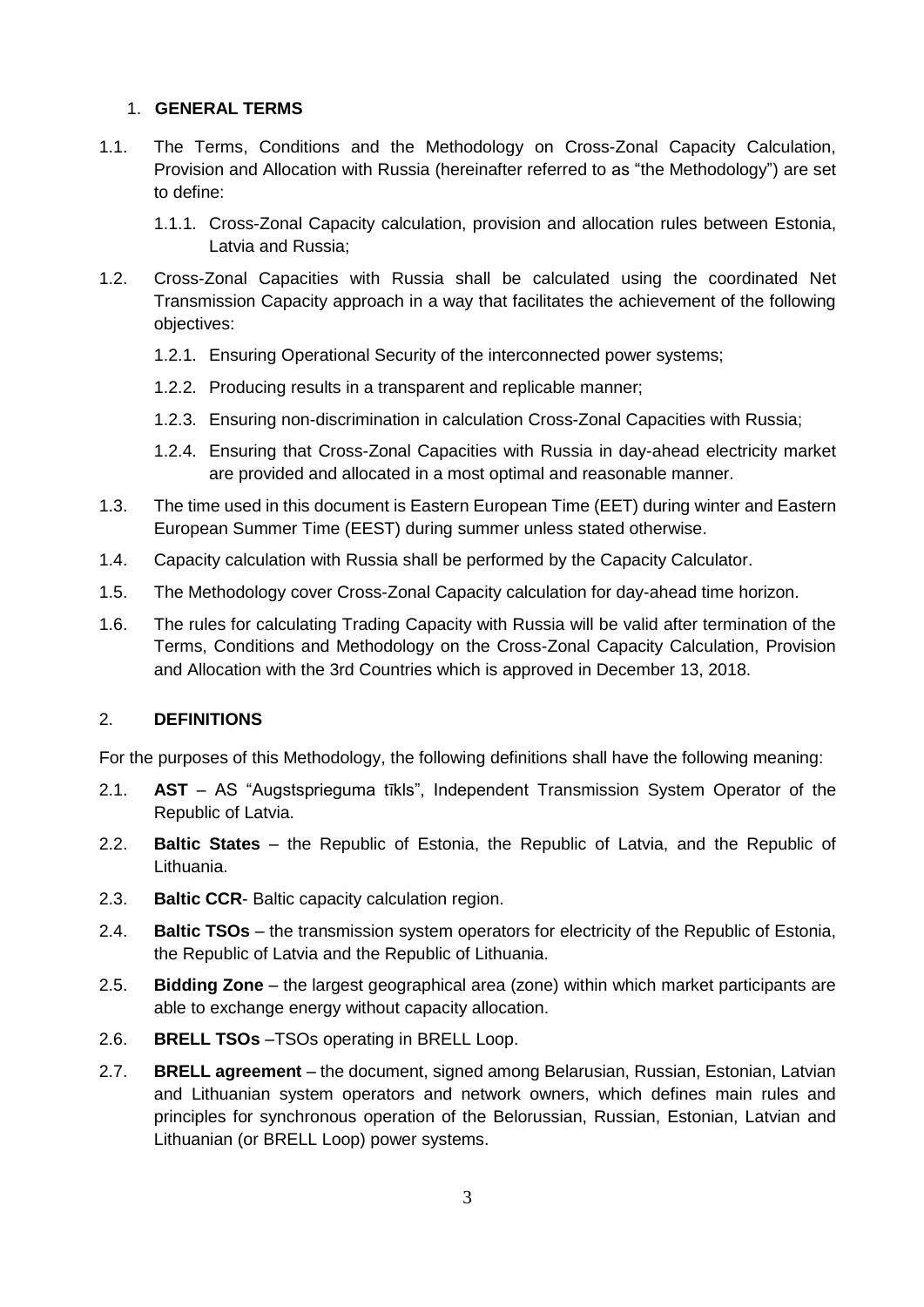## 1. GENERAL TERMS

1.1. The Terms, Conditions and the Methodology on Cross-Zonal Capacity Calculation, Provision and Allocation with Russia (hereinafter referred to as "the Methodology") are set to define:

1.1.1. Cross-Zonal Capacity calculation, provision and allocation rules between Estonia, Latvia and Russia;

1.2. Cross-Zonal Capacities with Russia shall be calculated using the coordinated Net Transmission Capacity approach in a way that facilitates the achievement of the following objectives:

1.2.1. Ensuring Operational Security of the interconnected power systems;

1.2.2. Producing results in a transparent and replicable manner;

1.2.3. Ensuring non-discrimination in calculation Cross-Zonal Capacities with Russia;

1.2.4. Ensuring that Cross-Zonal Capacities with Russia in day-ahead electricity market are provided and allocated in a most optimal and reasonable manner.

1.3. The time used in this document is Eastern European Time (EET) during winter and Eastern European Summer Time (EEST) during summer unless stated otherwise.

1.4. Capacity calculation with Russia shall be performed by the Capacity Calculator.

1.5. The Methodology cover Cross-Zonal Capacity calculation for day-ahead time horizon.

1.6. The rules for calculating Trading Capacity with Russia will be valid after termination of the Terms, Conditions and Methodology on the Cross-Zonal Capacity Calculation, Provision and Allocation with the 3rd Countries which is approved in December 13, 2018.

## 2. DEFINITIONS

For the purposes of this Methodology, the following definitions shall have the following meaning:

2.1. **AST** – AS "Augstsprieguma tīkls", Independent Transmission System Operator of the Republic of Latvia.

2.2. **Baltic States** – the Republic of Estonia, the Republic of Latvia, and the Republic of Lithuania.

2.3. **Baltic CCR**- Baltic capacity calculation region.

2.4. **Baltic TSOs** – the transmission system operators for electricity of the Republic of Estonia, the Republic of Latvia and the Republic of Lithuania.

2.5. **Bidding Zone** – the largest geographical area (zone) within which market participants are able to exchange energy without capacity allocation.

2.6. **BRELL TSOs** –TSOs operating in BRELL Loop.

2.7. **BRELL agreement** – the document, signed among Belarusian, Russian, Estonian, Latvian and Lithuanian system operators and network owners, which defines main rules and principles for synchronous operation of the Belorussian, Russian, Estonian, Latvian and Lithuanian (or BRELL Loop) power systems.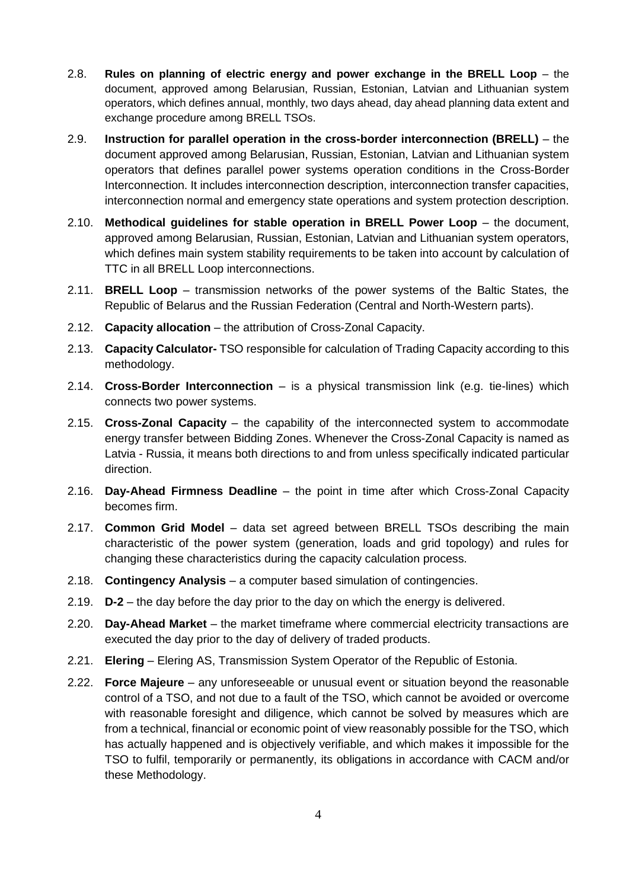2.8. **Rules on planning of electric energy and power exchange in the BRELL Loop** – the document, approved among Belarusian, Russian, Estonian, Latvian and Lithuanian system operators, which defines annual, monthly, two days ahead, day ahead planning data extent and exchange procedure among BRELL TSOs.

2.9. **Instruction for parallel operation in the cross-border interconnection (BRELL)** – the document approved among Belarusian, Russian, Estonian, Latvian and Lithuanian system operators that defines parallel power systems operation conditions in the Cross-Border Interconnection. It includes interconnection description, interconnection transfer capacities, interconnection normal and emergency state operations and system protection description.

2.10. **Methodical guidelines for stable operation in BRELL Power Loop** – the document, approved among Belarusian, Russian, Estonian, Latvian and Lithuanian system operators, which defines main system stability requirements to be taken into account by calculation of TTC in all BRELL Loop interconnections.

2.11. **BRELL Loop** – transmission networks of the power systems of the Baltic States, the Republic of Belarus and the Russian Federation (Central and North-Western parts).

2.12. **Capacity allocation** – the attribution of Cross-Zonal Capacity.

2.13. **Capacity Calculator-** TSO responsible for calculation of Trading Capacity according to this methodology.

2.14. **Cross-Border Interconnection** – is a physical transmission link (e.g. tie-lines) which connects two power systems.

2.15. **Cross-Zonal Capacity** – the capability of the interconnected system to accommodate energy transfer between Bidding Zones. Whenever the Cross-Zonal Capacity is named as Latvia - Russia, it means both directions to and from unless specifically indicated particular direction.

2.16. **Day-Ahead Firmness Deadline** – the point in time after which Cross-Zonal Capacity becomes firm.

2.17. **Common Grid Model** – data set agreed between BRELL TSOs describing the main characteristic of the power system (generation, loads and grid topology) and rules for changing these characteristics during the capacity calculation process.

2.18. **Contingency Analysis** – a computer based simulation of contingencies.

2.19. **D-2** – the day before the day prior to the day on which the energy is delivered.

2.20. **Day-Ahead Market** – the market timeframe where commercial electricity transactions are executed the day prior to the day of delivery of traded products.

2.21. **Elering** – Elering AS, Transmission System Operator of the Republic of Estonia.

2.22. **Force Majeure** – any unforeseeable or unusual event or situation beyond the reasonable control of a TSO, and not due to a fault of the TSO, which cannot be avoided or overcome with reasonable foresight and diligence, which cannot be solved by measures which are from a technical, financial or economic point of view reasonably possible for the TSO, which has actually happened and is objectively verifiable, and which makes it impossible for the TSO to fulfil, temporarily or permanently, its obligations in accordance with CACM and/or these Methodology.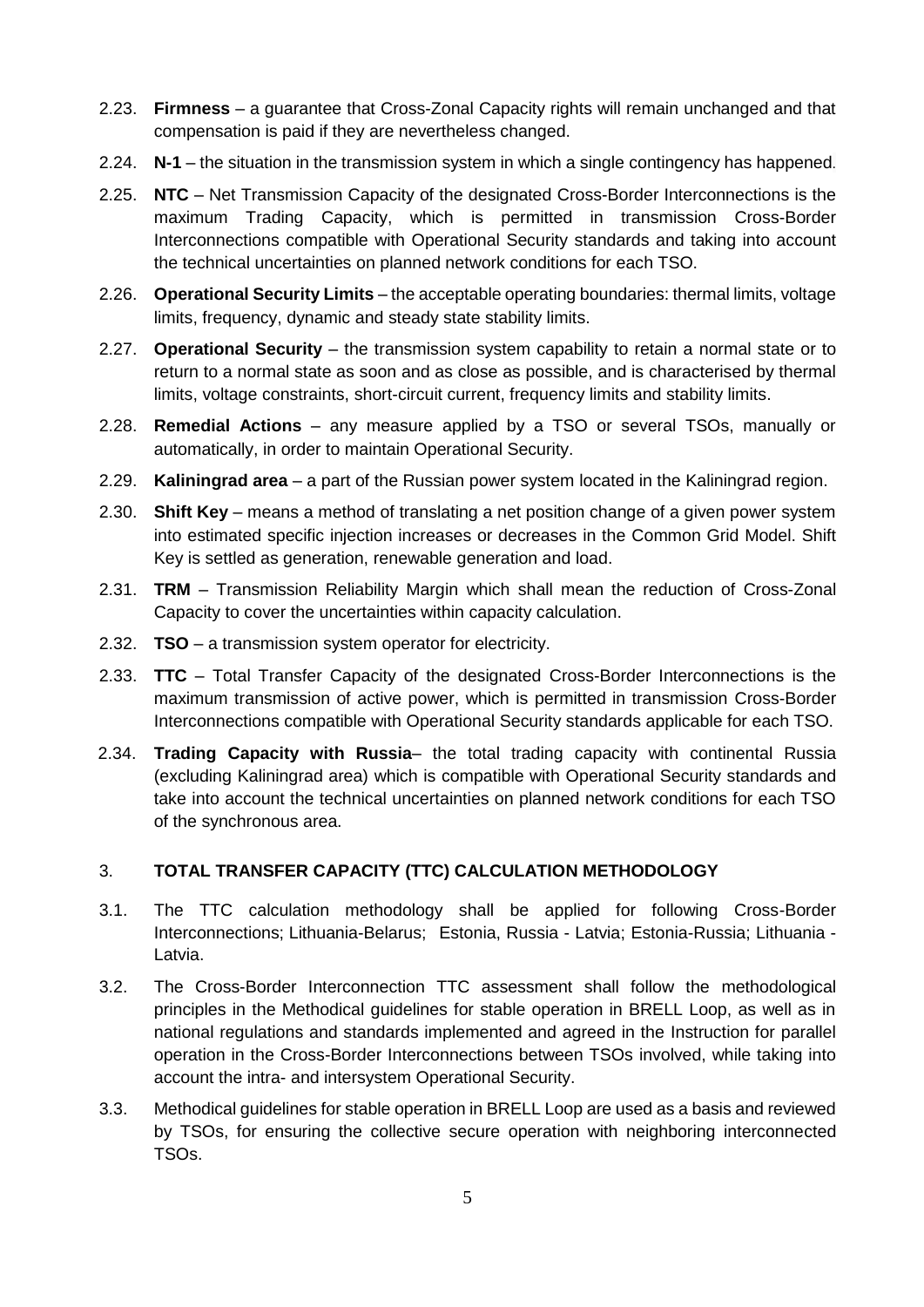2.23. **Firmness** – a guarantee that Cross-Zonal Capacity rights will remain unchanged and that compensation is paid if they are nevertheless changed.

2.24. **N-1** – the situation in the transmission system in which a single contingency has happened.

2.25. **NTC** – Net Transmission Capacity of the designated Cross-Border Interconnections is the maximum Trading Capacity, which is permitted in transmission Cross-Border Interconnections compatible with Operational Security standards and taking into account the technical uncertainties on planned network conditions for each TSO.

2.26. **Operational Security Limits** – the acceptable operating boundaries: thermal limits, voltage limits, frequency, dynamic and steady state stability limits.

2.27. **Operational Security** – the transmission system capability to retain a normal state or to return to a normal state as soon and as close as possible, and is characterised by thermal limits, voltage constraints, short-circuit current, frequency limits and stability limits.

2.28. **Remedial Actions** – any measure applied by a TSO or several TSOs, manually or automatically, in order to maintain Operational Security.

2.29. **Kaliningrad area** – a part of the Russian power system located in the Kaliningrad region.

2.30. **Shift Key** – means a method of translating a net position change of a given power system into estimated specific injection increases or decreases in the Common Grid Model. Shift Key is settled as generation, renewable generation and load.

2.31. **TRM** – Transmission Reliability Margin which shall mean the reduction of Cross-Zonal Capacity to cover the uncertainties within capacity calculation.

2.32. **TSO** – a transmission system operator for electricity.

2.33. **TTC** – Total Transfer Capacity of the designated Cross-Border Interconnections is the maximum transmission of active power, which is permitted in transmission Cross-Border Interconnections compatible with Operational Security standards applicable for each TSO.

2.34. **Trading Capacity with Russia**– the total trading capacity with continental Russia (excluding Kaliningrad area) which is compatible with Operational Security standards and take into account the technical uncertainties on planned network conditions for each TSO of the synchronous area.

## 3. TOTAL TRANSFER CAPACITY (TTC) CALCULATION METHODOLOGY

3.1. The TTC calculation methodology shall be applied for following Cross-Border Interconnections; Lithuania-Belarus; Estonia, Russia - Latvia; Estonia-Russia; Lithuania - Latvia.

3.2. The Cross-Border Interconnection TTC assessment shall follow the methodological principles in the Methodical guidelines for stable operation in BRELL Loop, as well as in national regulations and standards implemented and agreed in the Instruction for parallel operation in the Cross-Border Interconnections between TSOs involved, while taking into account the intra- and intersystem Operational Security.

3.3. Methodical guidelines for stable operation in BRELL Loop are used as a basis and reviewed by TSOs, for ensuring the collective secure operation with neighboring interconnected TSOs.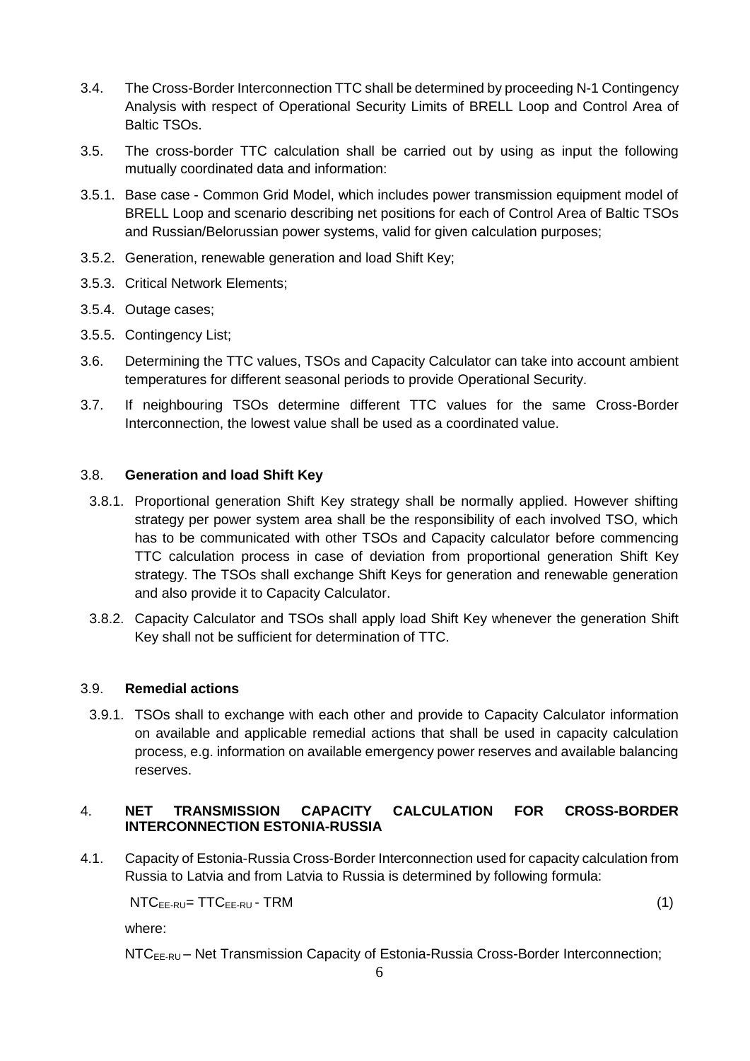3.4. The Cross-Border Interconnection TTC shall be determined by proceeding N-1 Contingency Analysis with respect of Operational Security Limits of BRELL Loop and Control Area of Baltic TSOs.

3.5. The cross-border TTC calculation shall be carried out by using as input the following mutually coordinated data and information:

3.5.1. Base case - Common Grid Model, which includes power transmission equipment model of BRELL Loop and scenario describing net positions for each of Control Area of Baltic TSOs and Russian/Belorussian power systems, valid for given calculation purposes;

3.5.2. Generation, renewable generation and load Shift Key;

3.5.3. Critical Network Elements;

3.5.4. Outage cases;

3.5.5. Contingency List;

3.6. Determining the TTC values, TSOs and Capacity Calculator can take into account ambient temperatures for different seasonal periods to provide Operational Security.

3.7. If neighbouring TSOs determine different TTC values for the same Cross-Border Interconnection, the lowest value shall be used as a coordinated value.

3.8. **Generation and load Shift Key**

3.8.1. Proportional generation Shift Key strategy shall be normally applied. However shifting strategy per power system area shall be the responsibility of each involved TSO, which has to be communicated with other TSOs and Capacity calculator before commencing TTC calculation process in case of deviation from proportional generation Shift Key strategy. The TSOs shall exchange Shift Keys for generation and renewable generation and also provide it to Capacity Calculator.

3.8.2. Capacity Calculator and TSOs shall apply load Shift Key whenever the generation Shift Key shall not be sufficient for determination of TTC.

3.9. **Remedial actions**

3.9.1. TSOs shall to exchange with each other and provide to Capacity Calculator information on available and applicable remedial actions that shall be used in capacity calculation process, e.g. information on available emergency power reserves and available balancing reserves.

## 4. NET TRANSMISSION CAPACITY CALCULATION FOR CROSS-BORDER INTERCONNECTION ESTONIA-RUSSIA

4.1. Capacity of Estonia-Russia Cross-Border Interconnection used for capacity calculation from Russia to Latvia and from Latvia to Russia is determined by following formula:

$$NTC_{EE\text{-}RU} = TTC_{EE\text{-}RU} - TRM \qquad (1)$$

where:

$NTC_{EE\text{-}RU}$ – Net Transmission Capacity of Estonia-Russia Cross-Border Interconnection;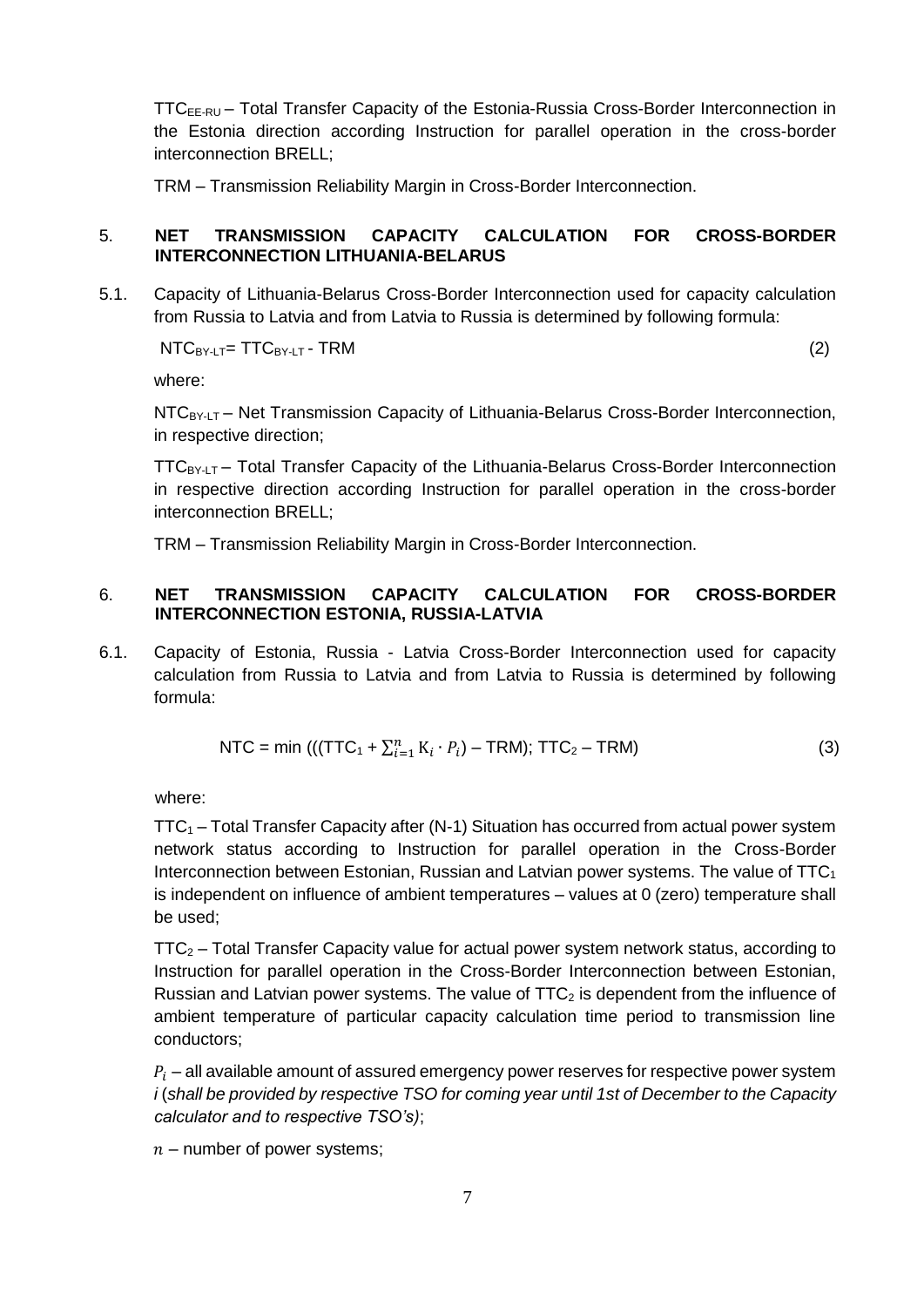$TTC_{EE\text{-}RU}$ – Total Transfer Capacity of the Estonia-Russia Cross-Border Interconnection in the Estonia direction according Instruction for parallel operation in the cross-border interconnection BRELL;

TRM – Transmission Reliability Margin in Cross-Border Interconnection.

## 5. NET TRANSMISSION CAPACITY CALCULATION FOR CROSS-BORDER INTERCONNECTION LITHUANIA-BELARUS

5.1. Capacity of Lithuania-Belarus Cross-Border Interconnection used for capacity calculation from Russia to Latvia and from Latvia to Russia is determined by following formula:

$$NTC_{BY\text{-}LT} = TTC_{BY\text{-}LT} - TRM \quad (2)$$

where:

$NTC_{BY\text{-}LT}$ – Net Transmission Capacity of Lithuania-Belarus Cross-Border Interconnection, in respective direction;

$TTC_{BY\text{-}LT}$ – Total Transfer Capacity of the Lithuania-Belarus Cross-Border Interconnection in respective direction according Instruction for parallel operation in the cross-border interconnection BRELL;

TRM – Transmission Reliability Margin in Cross-Border Interconnection.

## 6. NET TRANSMISSION CAPACITY CALCULATION FOR CROSS-BORDER INTERCONNECTION ESTONIA, RUSSIA-LATVIA

6.1. Capacity of Estonia, Russia - Latvia Cross-Border Interconnection used for capacity calculation from Russia to Latvia and from Latvia to Russia is determined by following formula:

$$NTC = \min\left(\left(\left(TTC_1 + \sum_{i=1}^{n} K_i \cdot P_i\right) - TRM\right); TTC_2 - TRM\right) \quad (3)$$

where:

$TTC_1$ – Total Transfer Capacity after (N-1) Situation has occurred from actual power system network status according to Instruction for parallel operation in the Cross-Border Interconnection between Estonian, Russian and Latvian power systems. The value of $TTC_1$ is independent on influence of ambient temperatures – values at 0 (zero) temperature shall be used;

$TTC_2$ – Total Transfer Capacity value for actual power system network status, according to Instruction for parallel operation in the Cross-Border Interconnection between Estonian, Russian and Latvian power systems. The value of $TTC_2$ is dependent from the influence of ambient temperature of particular capacity calculation time period to transmission line conductors;

$P_i$ – all available amount of assured emergency power reserves for respective power system *i* (*shall be provided by respective TSO for coming year until 1st of December to the Capacity calculator and to respective TSO's)*;

$n$ – number of power systems;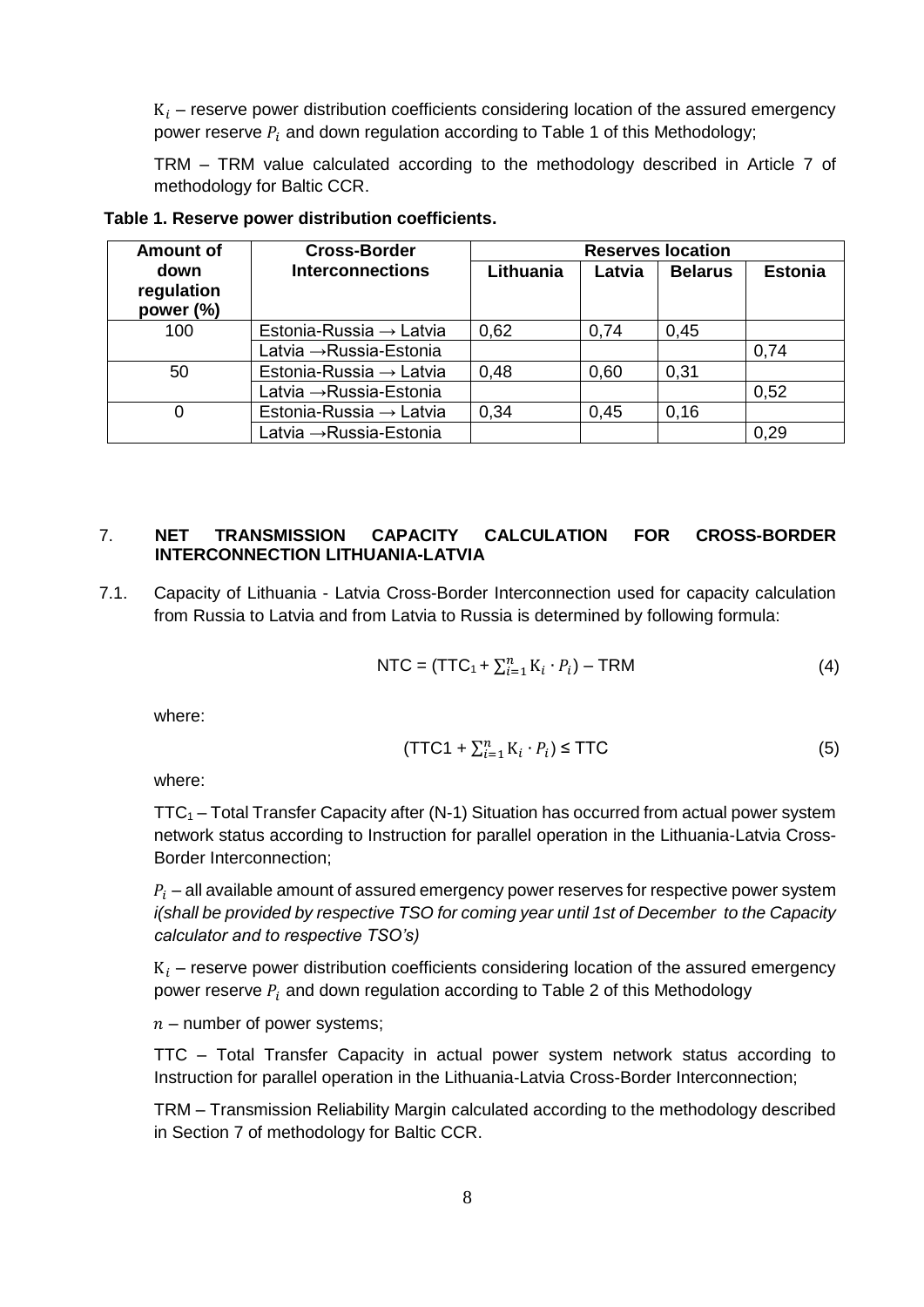$K_i$ – reserve power distribution coefficients considering location of the assured emergency power reserve $P_i$ and down regulation according to Table 1 of this Methodology;

TRM – TRM value calculated according to the methodology described in Article 7 of methodology for Baltic CCR.

**Table 1. Reserve power distribution coefficients.**

| Amount of down regulation power (%) | Cross-Border Interconnections | Reserves location | | | |
|---|---|---|---|---|---|
| | | Lithuania | Latvia | Belarus | Estonia |
| 100 | Estonia-Russia → Latvia | 0,62 | 0,74 | 0,45 | |
| | Latvia →Russia-Estonia | | | | 0,74 |
| 50 | Estonia-Russia → Latvia | 0,48 | 0,60 | 0,31 | |
| | Latvia →Russia-Estonia | | | | 0,52 |
| 0 | Estonia-Russia → Latvia | 0,34 | 0,45 | 0,16 | |
| | Latvia →Russia-Estonia | | | | 0,29 |

## 7. NET TRANSMISSION CAPACITY CALCULATION FOR CROSS-BORDER INTERCONNECTION LITHUANIA-LATVIA

7.1. Capacity of Lithuania - Latvia Cross-Border Interconnection used for capacity calculation from Russia to Latvia and from Latvia to Russia is determined by following formula:

$$\text{NTC} = (\text{TTC}_1 + \sum_{i=1}^{n} K_i \cdot P_i) - \text{TRM} \quad (4)$$

where:

$$(\text{TTC1} + \sum_{i=1}^{n} K_i \cdot P_i) \leq \text{TTC} \quad (5)$$

where:

$\text{TTC}_1$ – Total Transfer Capacity after (N-1) Situation has occurred from actual power system network status according to Instruction for parallel operation in the Lithuania-Latvia Cross-Border Interconnection;

$P_i$ – all available amount of assured emergency power reserves for respective power system *i(shall be provided by respective TSO for coming year until 1st of December to the Capacity calculator and to respective TSO's)*

$K_i$ – reserve power distribution coefficients considering location of the assured emergency power reserve $P_i$ and down regulation according to Table 2 of this Methodology

$n$ – number of power systems;

TTC – Total Transfer Capacity in actual power system network status according to Instruction for parallel operation in the Lithuania-Latvia Cross-Border Interconnection;

TRM – Transmission Reliability Margin calculated according to the methodology described in Section 7 of methodology for Baltic CCR.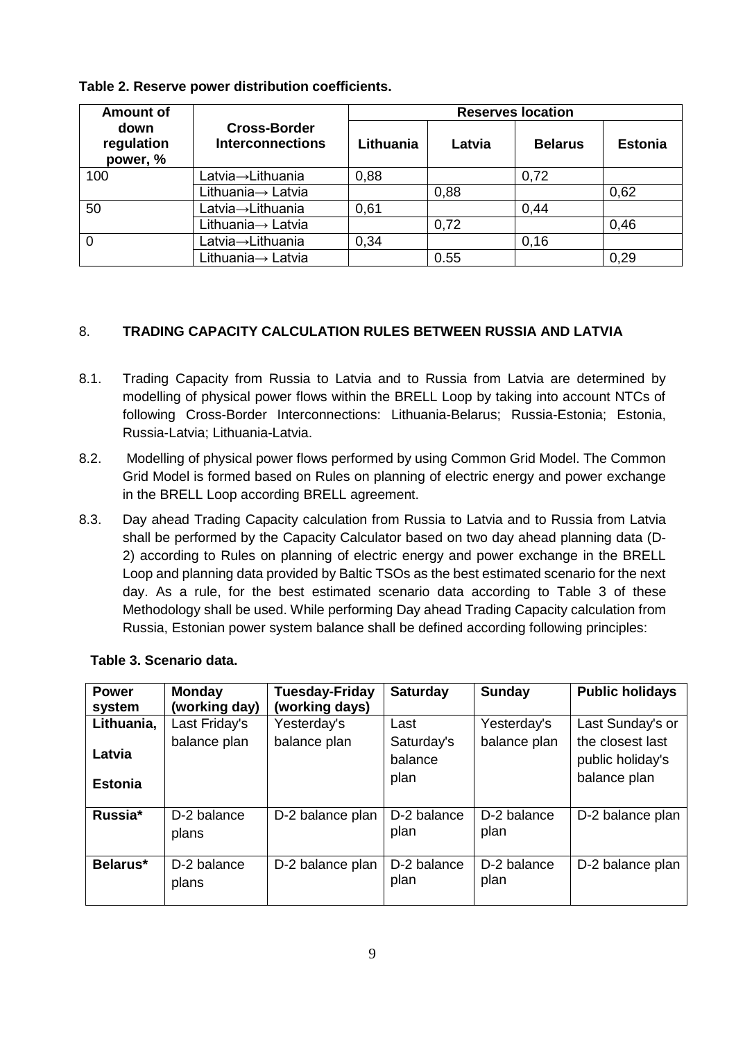**Table 2. Reserve power distribution coefficients.**

| Amount of down regulation power, % | Cross-Border Interconnections | Reserves location | | | |
|---|---|---|---|---|---|
| | | Lithuania | Latvia | Belarus | Estonia |
| 100 | Latvia→Lithuania | 0,88 | | 0,72 | |
| | Lithuania→ Latvia | | 0,88 | | 0,62 |
| 50 | Latvia→Lithuania | 0,61 | | 0,44 | |
| | Lithuania→ Latvia | | 0,72 | | 0,46 |
| 0 | Latvia→Lithuania | 0,34 | | 0,16 | |
| | Lithuania→ Latvia | | 0.55 | | 0,29 |

## 8. TRADING CAPACITY CALCULATION RULES BETWEEN RUSSIA AND LATVIA

8.1. Trading Capacity from Russia to Latvia and to Russia from Latvia are determined by modelling of physical power flows within the BRELL Loop by taking into account NTCs of following Cross-Border Interconnections: Lithuania-Belarus; Russia-Estonia; Estonia, Russia-Latvia; Lithuania-Latvia.

8.2. Modelling of physical power flows performed by using Common Grid Model. The Common Grid Model is formed based on Rules on planning of electric energy and power exchange in the BRELL Loop according BRELL agreement.

8.3. Day ahead Trading Capacity calculation from Russia to Latvia and to Russia from Latvia shall be performed by the Capacity Calculator based on two day ahead planning data (D-2) according to Rules on planning of electric energy and power exchange in the BRELL Loop and planning data provided by Baltic TSOs as the best estimated scenario for the next day. As a rule, for the best estimated scenario data according to Table 3 of these Methodology shall be used. While performing Day ahead Trading Capacity calculation from Russia, Estonian power system balance shall be defined according following principles:

**Table 3. Scenario data.**

| Power system | Monday (working day) | Tuesday-Friday (working days) | Saturday | Sunday | Public holidays |
|---|---|---|---|---|---|
| Lithuania, Latvia, Estonia | Last Friday's balance plan | Yesterday's balance plan | Last Saturday's balance plan | Yesterday's balance plan | Last Sunday's or the closest last public holiday's balance plan |
| Russia* | D-2 balance plans | D-2 balance plan | D-2 balance plan | D-2 balance plan | D-2 balance plan |
| Belarus* | D-2 balance plans | D-2 balance plan | D-2 balance plan | D-2 balance plan | D-2 balance plan |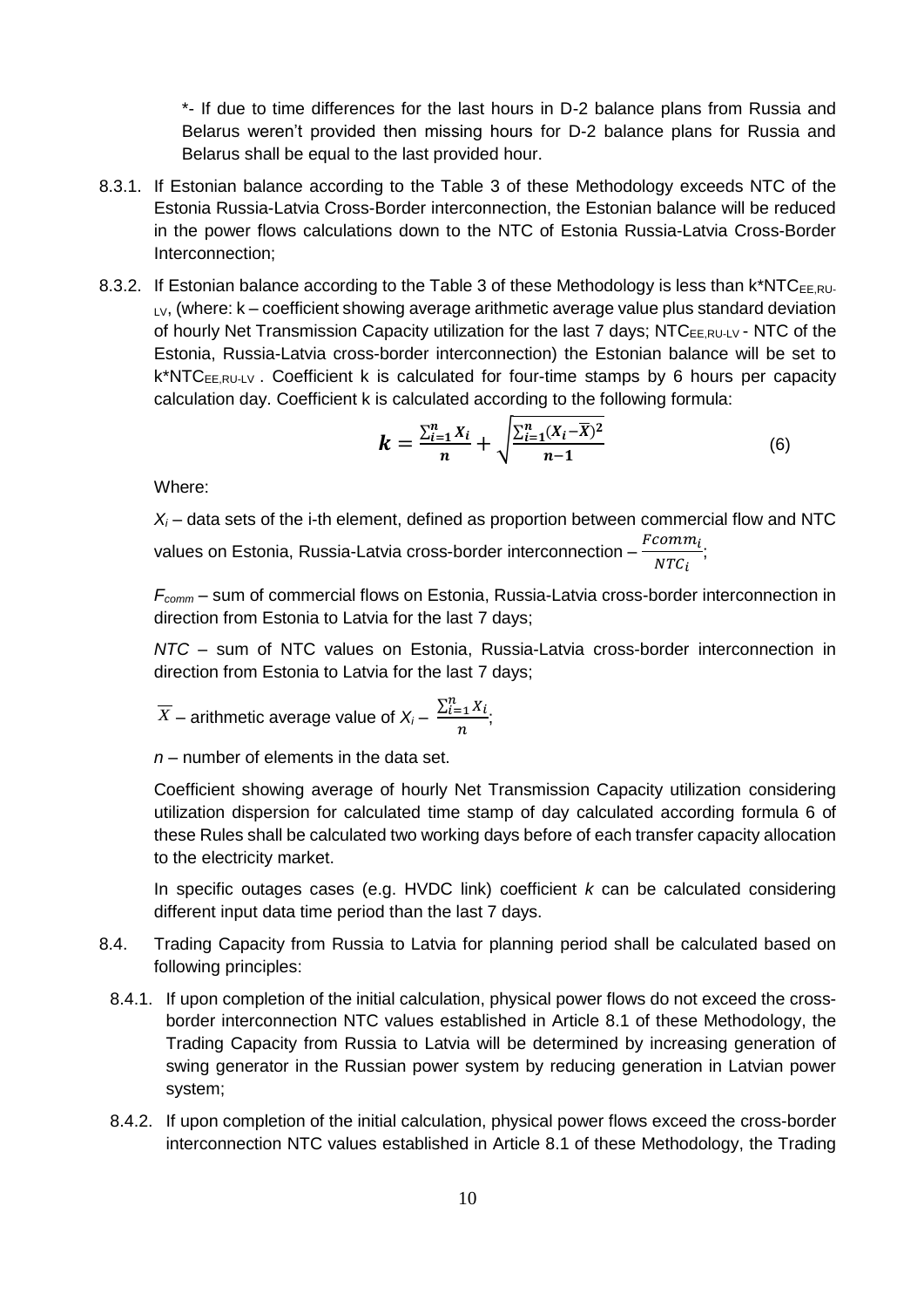*- If due to time differences for the last hours in D-2 balance plans from Russia and Belarus weren't provided then missing hours for D-2 balance plans for Russia and Belarus shall be equal to the last provided hour.

8.3.1. If Estonian balance according to the Table 3 of these Methodology exceeds NTC of the Estonia Russia-Latvia Cross-Border interconnection, the Estonian balance will be reduced in the power flows calculations down to the NTC of Estonia Russia-Latvia Cross-Border Interconnection;

8.3.2. If Estonian balance according to the Table 3 of these Methodology is less than $k{*}NTC_{EE,RU-LV}$, (where: k – coefficient showing average arithmetic average value plus standard deviation of hourly Net Transmission Capacity utilization for the last 7 days; $NTC_{EE,RU-LV}$ - NTC of the Estonia, Russia-Latvia cross-border interconnection) the Estonian balance will be set to $k{*}NTC_{EE,RU-LV}$ . Coefficient k is calculated for four-time stamps by 6 hours per capacity calculation day. Coefficient k is calculated according to the following formula:

$$\boldsymbol{k} = \frac{\sum_{i=1}^{n} X_i}{n} + \sqrt{\frac{\sum_{i=1}^{n} (X_i - \overline{X})^2}{n-1}} \tag{6}$$

Where:

$X_i$ – data sets of the i-th element, defined as proportion between commercial flow and NTC values on Estonia, Russia-Latvia cross-border interconnection – $\frac{Fcomm_i}{NTC_i}$;

$F_{comm}$ – sum of commercial flows on Estonia, Russia-Latvia cross-border interconnection in direction from Estonia to Latvia for the last 7 days;

*NTC* – sum of NTC values on Estonia, Russia-Latvia cross-border interconnection in direction from Estonia to Latvia for the last 7 days;

$\overline{X}$ – arithmetic average value of $X_i$ – $\frac{\sum_{i=1}^{n} X_i}{n}$;

*n* – number of elements in the data set.

Coefficient showing average of hourly Net Transmission Capacity utilization considering utilization dispersion for calculated time stamp of day calculated according formula 6 of these Rules shall be calculated two working days before of each transfer capacity allocation to the electricity market.

In specific outages cases (e.g. HVDC link) coefficient *k* can be calculated considering different input data time period than the last 7 days.

8.4. Trading Capacity from Russia to Latvia for planning period shall be calculated based on following principles:

8.4.1. If upon completion of the initial calculation, physical power flows do not exceed the cross-border interconnection NTC values established in Article 8.1 of these Methodology, the Trading Capacity from Russia to Latvia will be determined by increasing generation of swing generator in the Russian power system by reducing generation in Latvian power system;

8.4.2. If upon completion of the initial calculation, physical power flows exceed the cross-border interconnection NTC values established in Article 8.1 of these Methodology, the Trading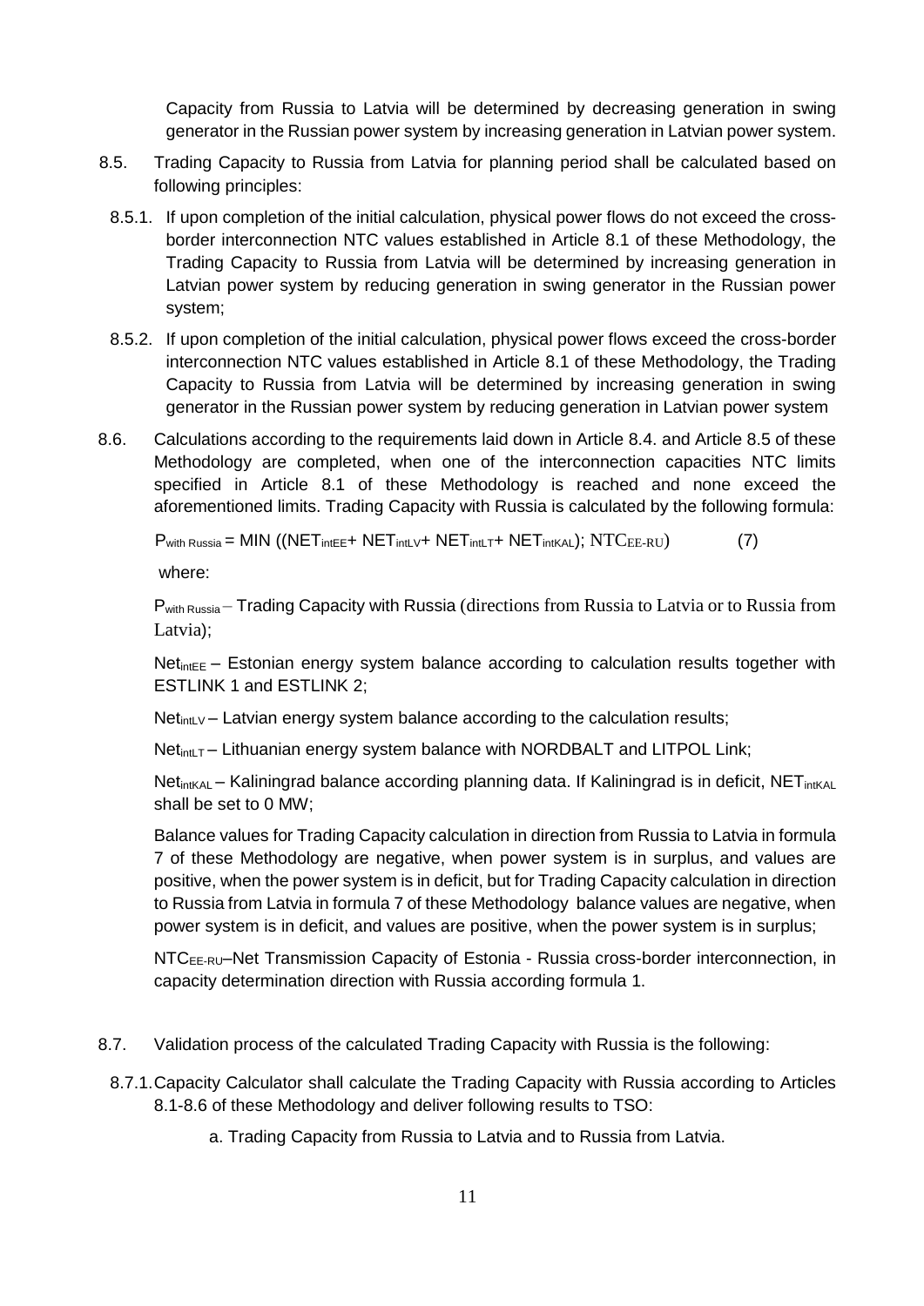Capacity from Russia to Latvia will be determined by decreasing generation in swing generator in the Russian power system by increasing generation in Latvian power system.

8.5. Trading Capacity to Russia from Latvia for planning period shall be calculated based on following principles:

8.5.1. If upon completion of the initial calculation, physical power flows do not exceed the cross-border interconnection NTC values established in Article 8.1 of these Methodology, the Trading Capacity to Russia from Latvia will be determined by increasing generation in Latvian power system by reducing generation in swing generator in the Russian power system;

8.5.2. If upon completion of the initial calculation, physical power flows exceed the cross-border interconnection NTC values established in Article 8.1 of these Methodology, the Trading Capacity to Russia from Latvia will be determined by increasing generation in swing generator in the Russian power system by reducing generation in Latvian power system

8.6. Calculations according to the requirements laid down in Article 8.4. and Article 8.5 of these Methodology are completed, when one of the interconnection capacities NTC limits specified in Article 8.1 of these Methodology is reached and none exceed the aforementioned limits. Trading Capacity with Russia is calculated by the following formula:

$$P_{with\ Russia} = MIN\left((NET_{intEE} + NET_{intLV} + NET_{intLT} + NET_{intKAL});\ NTC_{EE\text{-}RU}\right) \qquad (7)$$

where:

$P_{with\ Russia}$ – Trading Capacity with Russia (directions from Russia to Latvia or to Russia from Latvia);

$Net_{intEE}$ – Estonian energy system balance according to calculation results together with ESTLINK 1 and ESTLINK 2;

$Net_{intLV}$ – Latvian energy system balance according to the calculation results;

$Net_{intLT}$ – Lithuanian energy system balance with NORDBALT and LITPOL Link;

$Net_{intKAL}$ – Kaliningrad balance according planning data. If Kaliningrad is in deficit, $NET_{intKAL}$ shall be set to 0 MW;

Balance values for Trading Capacity calculation in direction from Russia to Latvia in formula 7 of these Methodology are negative, when power system is in surplus, and values are positive, when the power system is in deficit, but for Trading Capacity calculation in direction to Russia from Latvia in formula 7 of these Methodology balance values are negative, when power system is in deficit, and values are positive, when the power system is in surplus;

$NTC_{EE\text{-}RU}$–Net Transmission Capacity of Estonia - Russia cross-border interconnection, in capacity determination direction with Russia according formula 1.

8.7. Validation process of the calculated Trading Capacity with Russia is the following:

8.7.1. Capacity Calculator shall calculate the Trading Capacity with Russia according to Articles 8.1-8.6 of these Methodology and deliver following results to TSO:

a. Trading Capacity from Russia to Latvia and to Russia from Latvia.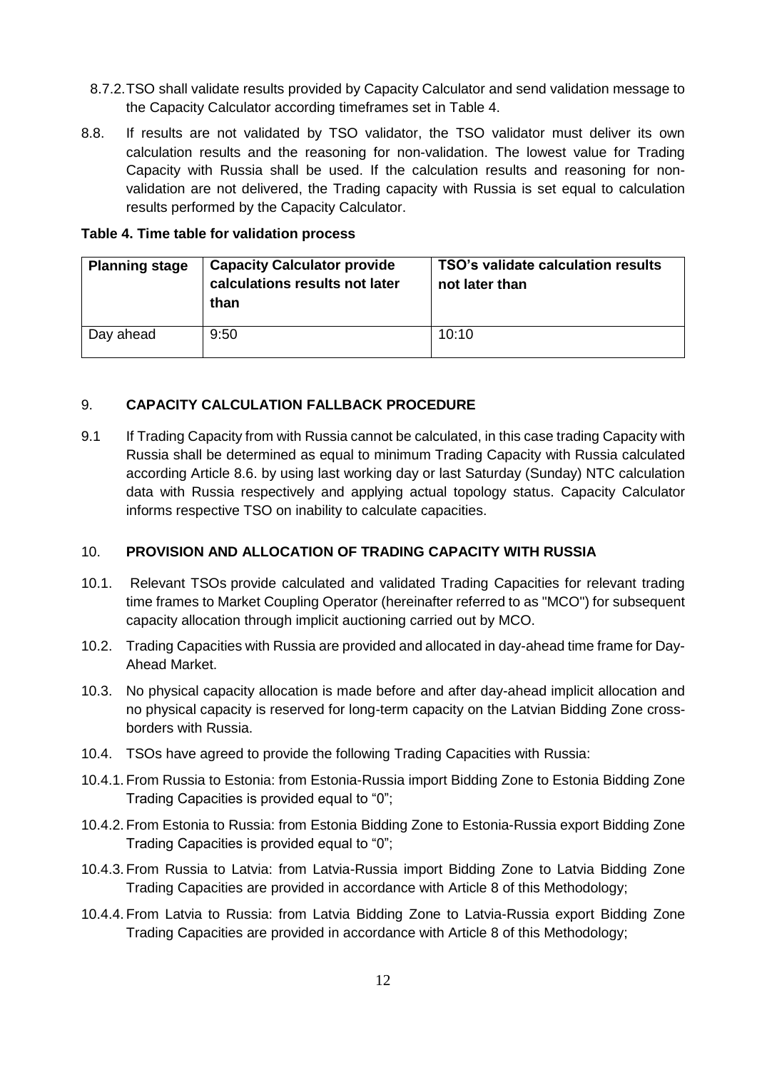8.7.2. TSO shall validate results provided by Capacity Calculator and send validation message to the Capacity Calculator according timeframes set in Table 4.

8.8. If results are not validated by TSO validator, the TSO validator must deliver its own calculation results and the reasoning for non-validation. The lowest value for Trading Capacity with Russia shall be used. If the calculation results and reasoning for non-validation are not delivered, the Trading capacity with Russia is set equal to calculation results performed by the Capacity Calculator.

**Table 4. Time table for validation process**

| **Planning stage** | **Capacity Calculator provide calculations results not later than** | **TSO's validate calculation results not later than** |
|---|---|---|
| Day ahead | 9:50 | 10:10 |

## 9. CAPACITY CALCULATION FALLBACK PROCEDURE

9.1 If Trading Capacity from with Russia cannot be calculated, in this case trading Capacity with Russia shall be determined as equal to minimum Trading Capacity with Russia calculated according Article 8.6. by using last working day or last Saturday (Sunday) NTC calculation data with Russia respectively and applying actual topology status. Capacity Calculator informs respective TSO on inability to calculate capacities.

## 10. PROVISION AND ALLOCATION OF TRADING CAPACITY WITH RUSSIA

10.1. Relevant TSOs provide calculated and validated Trading Capacities for relevant trading time frames to Market Coupling Operator (hereinafter referred to as "MCO") for subsequent capacity allocation through implicit auctioning carried out by MCO.

10.2. Trading Capacities with Russia are provided and allocated in day-ahead time frame for Day-Ahead Market.

10.3. No physical capacity allocation is made before and after day-ahead implicit allocation and no physical capacity is reserved for long-term capacity on the Latvian Bidding Zone cross-borders with Russia.

10.4. TSOs have agreed to provide the following Trading Capacities with Russia:

10.4.1. From Russia to Estonia: from Estonia-Russia import Bidding Zone to Estonia Bidding Zone Trading Capacities is provided equal to "0";

10.4.2. From Estonia to Russia: from Estonia Bidding Zone to Estonia-Russia export Bidding Zone Trading Capacities is provided equal to "0";

10.4.3. From Russia to Latvia: from Latvia-Russia import Bidding Zone to Latvia Bidding Zone Trading Capacities are provided in accordance with Article 8 of this Methodology;

10.4.4. From Latvia to Russia: from Latvia Bidding Zone to Latvia-Russia export Bidding Zone Trading Capacities are provided in accordance with Article 8 of this Methodology;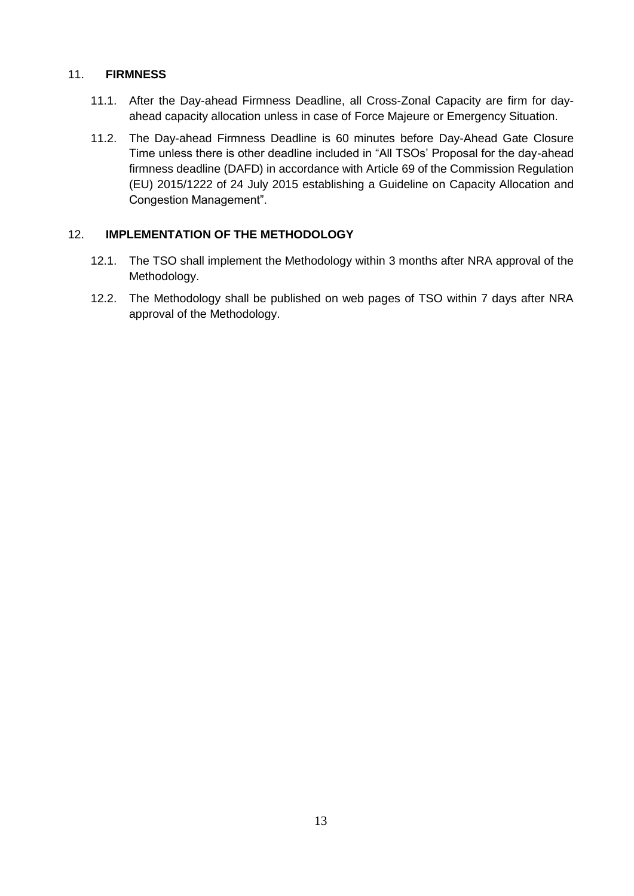## 11. **FIRMNESS**

11.1. After the Day-ahead Firmness Deadline, all Cross-Zonal Capacity are firm for day-ahead capacity allocation unless in case of Force Majeure or Emergency Situation.

11.2. The Day-ahead Firmness Deadline is 60 minutes before Day-Ahead Gate Closure Time unless there is other deadline included in "All TSOs' Proposal for the day-ahead firmness deadline (DAFD) in accordance with Article 69 of the Commission Regulation (EU) 2015/1222 of 24 July 2015 establishing a Guideline on Capacity Allocation and Congestion Management".

## 12. **IMPLEMENTATION OF THE METHODOLOGY**

12.1. The TSO shall implement the Methodology within 3 months after NRA approval of the Methodology.

12.2. The Methodology shall be published on web pages of TSO within 7 days after NRA approval of the Methodology.